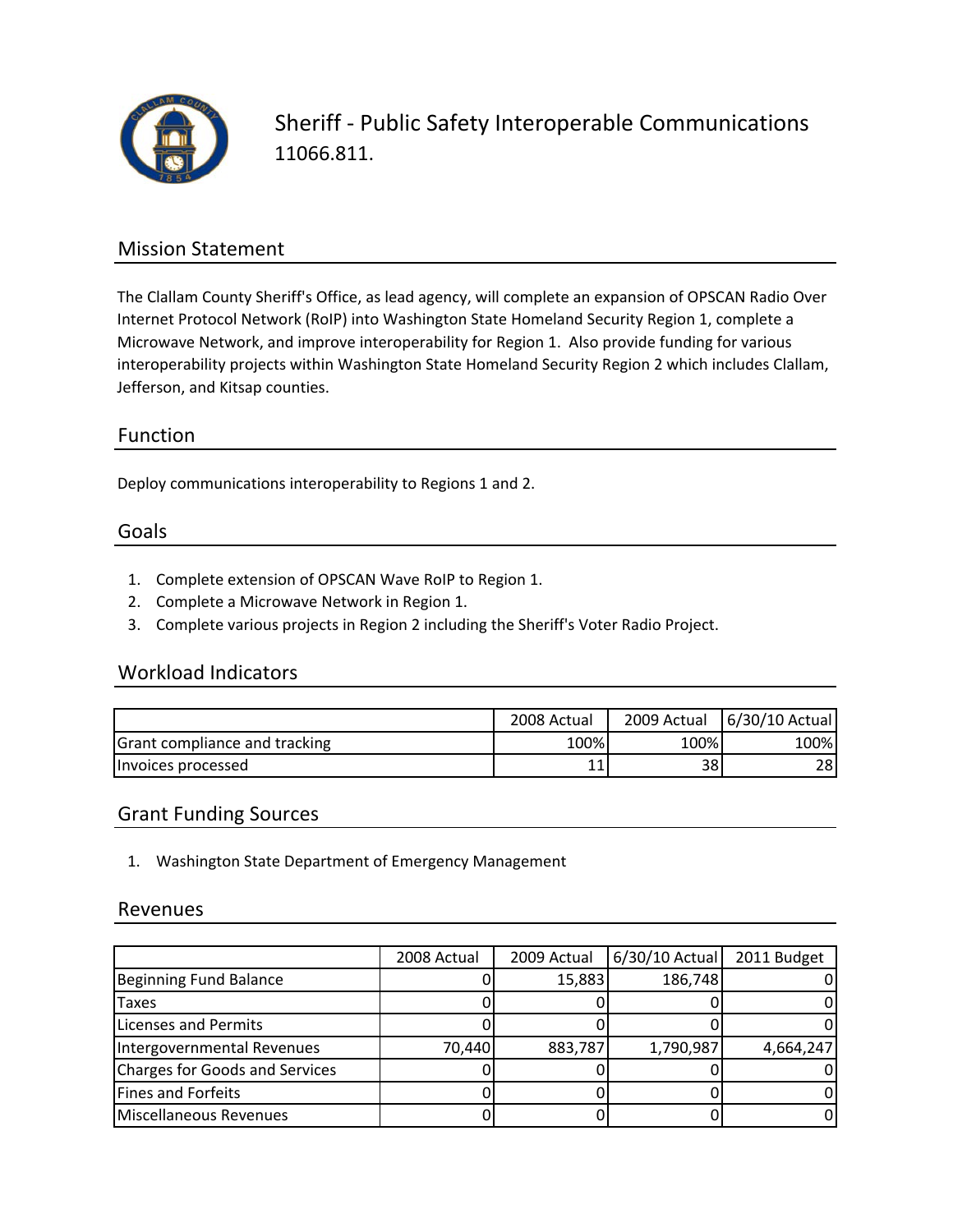# Sheriff - Public Safety Interoperable Communications

11066.811.

## Mission Statement

The Clallam County Sheriff's Office, as lead agency, will complete an expansion of OPSCAN Radio Over Internet Protocol Network (RoIP) into Washington State Homeland Security Region 1, complete a Microwave Network, and improve interoperability for Region 1. Also provide funding for various interoperability projects within Washington State Homeland Security Region 2 which includes Clallam, Jefferson, and Kitsap counties.

## Function

Deploy communications interoperability to Regions 1 and 2.

## Goals

1. Complete extension of OPSCAN Wave RoIP to Region 1.
2. Complete a Microwave Network in Region 1.
3. Complete various projects in Region 2 including the Sheriff's Voter Radio Project.

## Workload Indicators

| | 2008 Actual | 2009 Actual | 6/30/10 Actual |
|---|---|---|---|
| Grant compliance and tracking | 100% | 100% | 100% |
| Invoices processed | 11 | 38 | 28 |

## Grant Funding Sources

1. Washington State Department of Emergency Management

## Revenues

| | 2008 Actual | 2009 Actual | 6/30/10 Actual | 2011 Budget |
|---|---|---|---|---|
| Beginning Fund Balance | 0 | 15,883 | 186,748 | 0 |
| Taxes | 0 | 0 | 0 | 0 |
| Licenses and Permits | 0 | 0 | 0 | 0 |
| Intergovernmental Revenues | 70,440 | 883,787 | 1,790,987 | 4,664,247 |
| Charges for Goods and Services | 0 | 0 | 0 | 0 |
| Fines and Forfeits | 0 | 0 | 0 | 0 |
| Miscellaneous Revenues | 0 | 0 | 0 | 0 |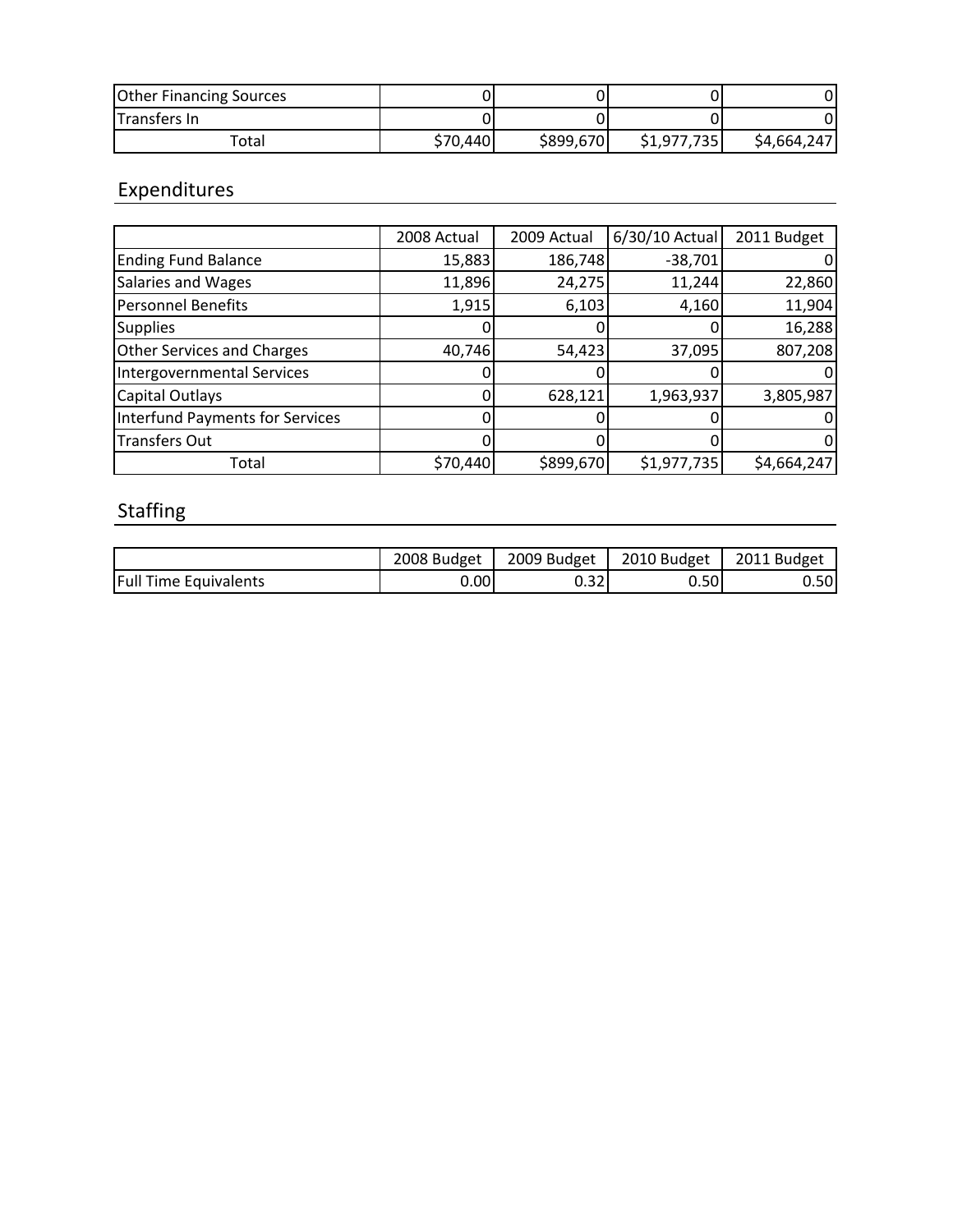| | | | | |
|---|---|---|---|---|
| Other Financing Sources | 0 | 0 | 0 | 0 |
| Transfers In | 0 | 0 | 0 | 0 |
| Total | $70,440 | $899,670 | $1,977,735 | $4,664,247 |

## Expenditures

| | 2008 Actual | 2009 Actual | 6/30/10 Actual | 2011 Budget |
|---|---|---|---|---|
| Ending Fund Balance | 15,883 | 186,748 | -38,701 | 0 |
| Salaries and Wages | 11,896 | 24,275 | 11,244 | 22,860 |
| Personnel Benefits | 1,915 | 6,103 | 4,160 | 11,904 |
| Supplies | 0 | 0 | 0 | 16,288 |
| Other Services and Charges | 40,746 | 54,423 | 37,095 | 807,208 |
| Intergovernmental Services | 0 | 0 | 0 | 0 |
| Capital Outlays | 0 | 628,121 | 1,963,937 | 3,805,987 |
| Interfund Payments for Services | 0 | 0 | 0 | 0 |
| Transfers Out | 0 | 0 | 0 | 0 |
| Total | $70,440 | $899,670 | $1,977,735 | $4,664,247 |

## Staffing

| | 2008 Budget | 2009 Budget | 2010 Budget | 2011 Budget |
|---|---|---|---|---|
| Full Time Equivalents | 0.00 | 0.32 | 0.50 | 0.50 |